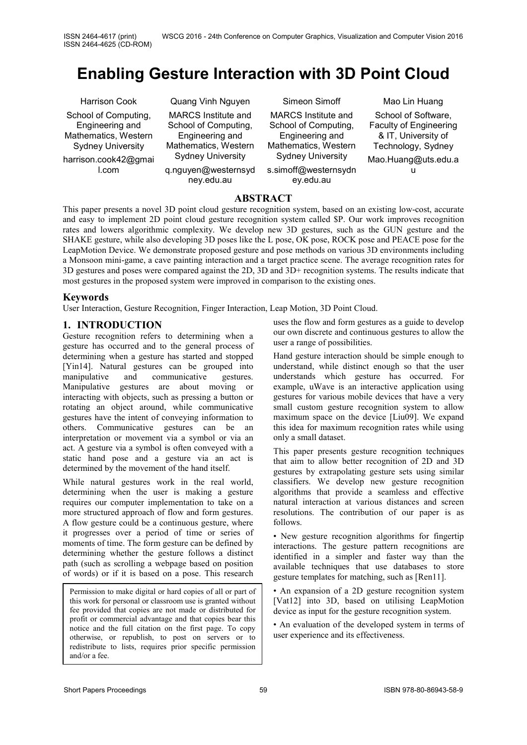# Enabling Gesture Interaction with 3D Point Cloud

Harrison Cook
School of Computing, Engineering and Mathematics, Western Sydney University
harrison.cook42@gmail.com

Quang Vinh Nguyen
MARCS Institute and School of Computing, Engineering and Mathematics, Western Sydney University
q.nguyen@westernsydney.edu.au

Simeon Simoff
MARCS Institute and School of Computing, Engineering and Mathematics, Western Sydney University
s.simoff@westernsydney.edu.au

Mao Lin Huang
School of Software, Faculty of Engineering & IT, University of Technology, Sydney
Mao.Huang@uts.edu.au

## ABSTRACT

This paper presents a novel 3D point cloud gesture recognition system, based on an existing low-cost, accurate and easy to implement 2D point cloud gesture recognition system called $P. Our work improves recognition rates and lowers algorithmic complexity. We develop new 3D gestures, such as the GUN gesture and the SHAKE gesture, while also developing 3D poses like the L pose, OK pose, ROCK pose and PEACE pose for the LeapMotion Device. We demonstrate proposed gesture and pose methods on various 3D environments including a Monsoon mini-game, a cave painting interaction and a target practice scene. The average recognition rates for 3D gestures and poses were compared against the 2D, 3D and 3D+ recognition systems. The results indicate that most gestures in the proposed system were improved in comparison to the existing ones.

## Keywords

User Interaction, Gesture Recognition, Finger Interaction, Leap Motion, 3D Point Cloud.

## 1. INTRODUCTION

Gesture recognition refers to determining when a gesture has occurred and to the general process of determining when a gesture has started and stopped [Yin14]. Natural gestures can be grouped into manipulative and communicative gestures. Manipulative gestures are about moving or interacting with objects, such as pressing a button or rotating an object around, while communicative gestures have the intent of conveying information to others. Communicative gestures can be an interpretation or movement via a symbol or via an act. A gesture via a symbol is often conveyed with a static hand pose and a gesture via an act is determined by the movement of the hand itself.

While natural gestures work in the real world, determining when the user is making a gesture requires our computer implementation to take on a more structured approach of flow and form gestures. A flow gesture could be a continuous gesture, where it progresses over a period of time or series of moments of time. The form gesture can be defined by determining whether the gesture follows a distinct path (such as scrolling a webpage based on position of words) or if it is based on a pose. This research uses the flow and form gestures as a guide to develop our own discrete and continuous gestures to allow the user a range of possibilities.

Hand gesture interaction should be simple enough to understand, while distinct enough so that the user understands which gesture has occurred. For example, uWave is an interactive application using gestures for various mobile devices that have a very small custom gesture recognition system to allow maximum space on the device [Liu09]. We expand this idea for maximum recognition rates while using only a small dataset.

This paper presents gesture recognition techniques that aim to allow better recognition of 2D and 3D gestures by extrapolating gesture sets using similar classifiers. We develop new gesture recognition algorithms that provide a seamless and effective natural interaction at various distances and screen resolutions. The contribution of our paper is as follows.

- New gesture recognition algorithms for fingertip interactions. The gesture pattern recognitions are identified in a simpler and faster way than the available techniques that use databases to store gesture templates for matching, such as [Ren11].
- An expansion of a 2D gesture recognition system [Vat12] into 3D, based on utilising LeapMotion device as input for the gesture recognition system.
- An evaluation of the developed system in terms of user experience and its effectiveness.

Permission to make digital or hard copies of all or part of this work for personal or classroom use is granted without fee provided that copies are not made or distributed for profit or commercial advantage and that copies bear this notice and the full citation on the first page. To copy otherwise, or republish, to post on servers or to redistribute to lists, requires prior specific permission and/or a fee.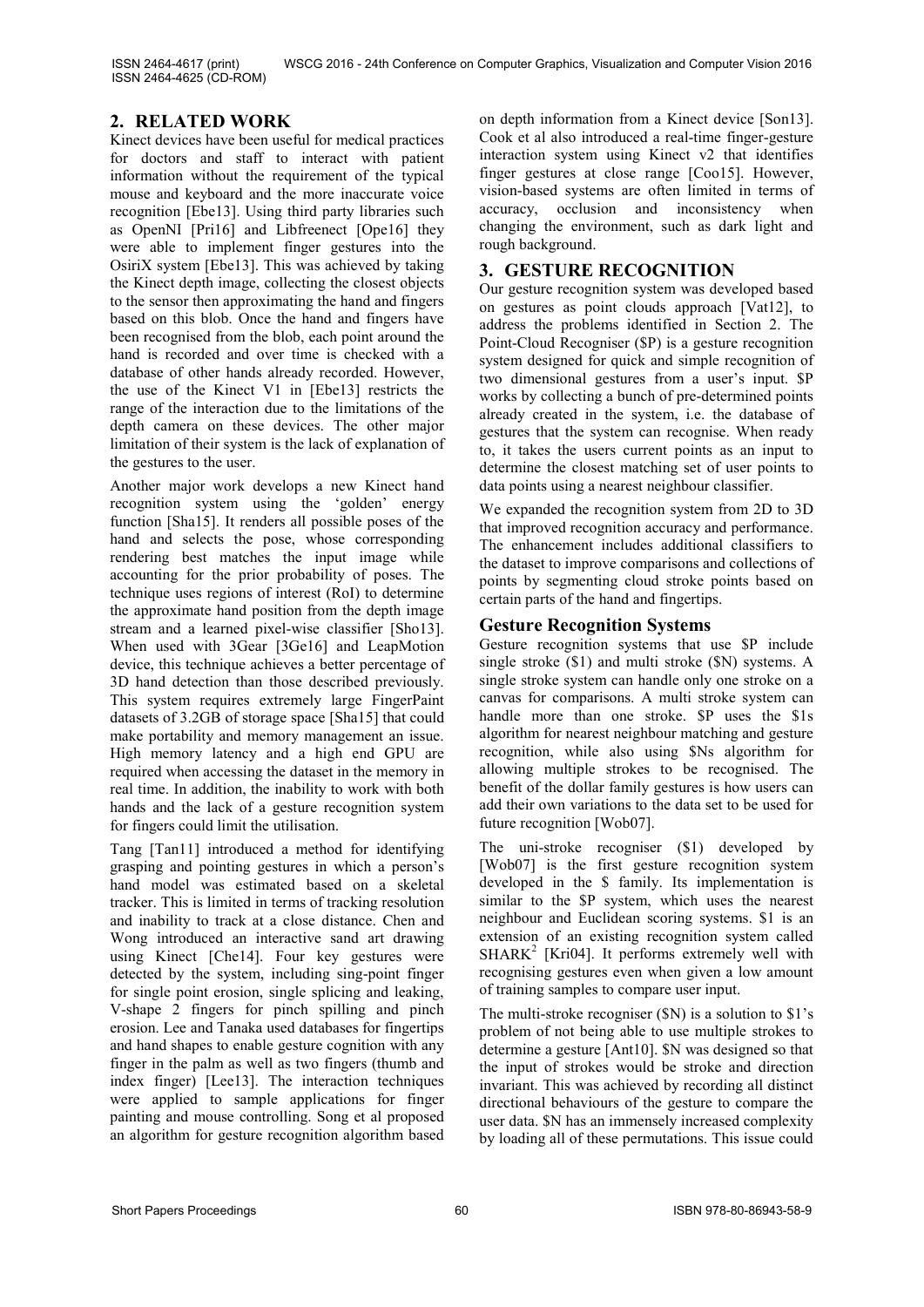## 2. RELATED WORK

Kinect devices have been useful for medical practices for doctors and staff to interact with patient information without the requirement of the typical mouse and keyboard and the more inaccurate voice recognition [Ebe13]. Using third party libraries such as OpenNI [Pri16] and Libfreenect [Ope16] they were able to implement finger gestures into the OsiriX system [Ebe13]. This was achieved by taking the Kinect depth image, collecting the closest objects to the sensor then approximating the hand and fingers based on this blob. Once the hand and fingers have been recognised from the blob, each point around the hand is recorded and over time is checked with a database of other hands already recorded. However, the use of the Kinect V1 in [Ebe13] restricts the range of the interaction due to the limitations of the depth camera on these devices. The other major limitation of their system is the lack of explanation of the gestures to the user.

Another major work develops a new Kinect hand recognition system using the 'golden' energy function [Sha15]. It renders all possible poses of the hand and selects the pose, whose corresponding rendering best matches the input image while accounting for the prior probability of poses. The technique uses regions of interest (RoI) to determine the approximate hand position from the depth image stream and a learned pixel-wise classifier [Sho13]. When used with 3Gear [3Ge16] and LeapMotion device, this technique achieves a better percentage of 3D hand detection than those described previously. This system requires extremely large FingerPaint datasets of 3.2GB of storage space [Sha15] that could make portability and memory management an issue. High memory latency and a high end GPU are required when accessing the dataset in the memory in real time. In addition, the inability to work with both hands and the lack of a gesture recognition system for fingers could limit the utilisation.

Tang [Tan11] introduced a method for identifying grasping and pointing gestures in which a person's hand model was estimated based on a skeletal tracker. This is limited in terms of tracking resolution and inability to track at a close distance. Chen and Wong introduced an interactive sand art drawing using Kinect [Che14]. Four key gestures were detected by the system, including sing-point finger for single point erosion, single splicing and leaking, V-shape 2 fingers for pinch spilling and pinch erosion. Lee and Tanaka used databases for fingertips and hand shapes to enable gesture cognition with any finger in the palm as well as two fingers (thumb and index finger) [Lee13]. The interaction techniques were applied to sample applications for finger painting and mouse controlling. Song et al proposed an algorithm for gesture recognition algorithm based on depth information from a Kinect device [Son13]. Cook et al also introduced a real-time finger-gesture interaction system using Kinect v2 that identifies finger gestures at close range [Coo15]. However, vision-based systems are often limited in terms of accuracy, occlusion and inconsistency when changing the environment, such as dark light and rough background.

## 3. GESTURE RECOGNITION

Our gesture recognition system was developed based on gestures as point clouds approach [Vat12], to address the problems identified in Section 2. The Point-Cloud Recogniser ($P) is a gesture recognition system designed for quick and simple recognition of two dimensional gestures from a user's input. $P works by collecting a bunch of pre-determined points already created in the system, i.e. the database of gestures that the system can recognise. When ready to, it takes the users current points as an input to determine the closest matching set of user points to data points using a nearest neighbour classifier.

We expanded the recognition system from 2D to 3D that improved recognition accuracy and performance. The enhancement includes additional classifiers to the dataset to improve comparisons and collections of points by segmenting cloud stroke points based on certain parts of the hand and fingertips.

### Gesture Recognition Systems

Gesture recognition systems that use $P include single stroke ($1) and multi stroke ($N) systems. A single stroke system can handle only one stroke on a canvas for comparisons. A multi stroke system can handle more than one stroke. $P uses the $1s algorithm for nearest neighbour matching and gesture recognition, while also using $Ns algorithm for allowing multiple strokes to be recognised. The benefit of the dollar family gestures is how users can add their own variations to the data set to be used for future recognition [Wob07].

The uni-stroke recogniser ($1) developed by [Wob07] is the first gesture recognition system developed in the $ family. Its implementation is similar to the $P system, which uses the nearest neighbour and Euclidean scoring systems. $1 is an extension of an existing recognition system called SHARK[2] [Kri04]. It performs extremely well with recognising gestures even when given a low amount of training samples to compare user input.

The multi-stroke recogniser ($N) is a solution to $1's problem of not being able to use multiple strokes to determine a gesture [Ant10]. $N was designed so that the input of strokes would be stroke and direction invariant. This was achieved by recording all distinct directional behaviours of the gesture to compare the user data. $N has an immensely increased complexity by loading all of these permutations. This issue could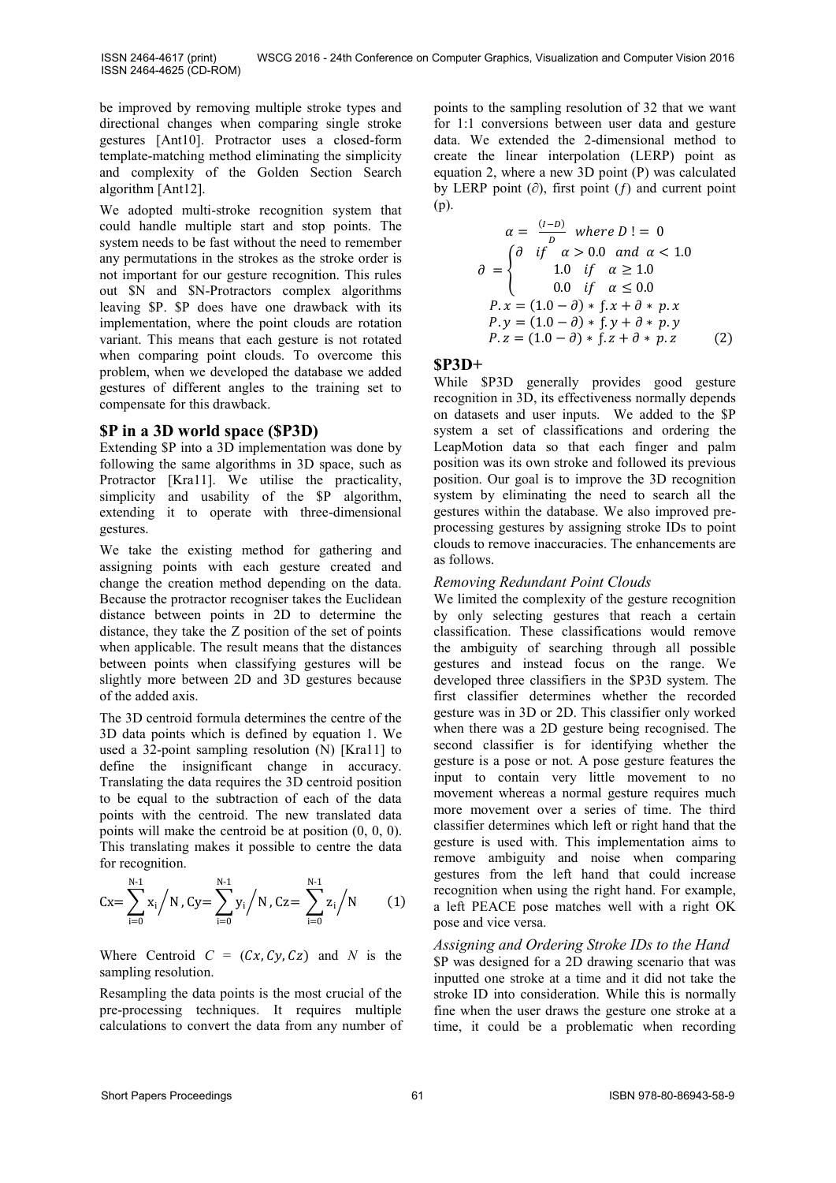be improved by removing multiple stroke types and directional changes when comparing single stroke gestures [Ant10]. Protractor uses a closed-form template-matching method eliminating the simplicity and complexity of the Golden Section Search algorithm [Ant12].

We adopted multi-stroke recognition system that could handle multiple start and stop points. The system needs to be fast without the need to remember any permutations in the strokes as the stroke order is not important for our gesture recognition. This rules out $N and $N-Protractors complex algorithms leaving $P. $P does have one drawback with its implementation, where the point clouds are rotation variant. This means that each gesture is not rotated when comparing point clouds. To overcome this problem, when we developed the database we added gestures of different angles to the training set to compensate for this drawback.

## $P in a 3D world space ($P3D)

Extending $P into a 3D implementation was done by following the same algorithms in 3D space, such as Protractor [Kra11]. We utilise the practicality, simplicity and usability of the $P algorithm, extending it to operate with three-dimensional gestures.

We take the existing method for gathering and assigning points with each gesture created and change the creation method depending on the data. Because the protractor recogniser takes the Euclidean distance between points in 2D to determine the distance, they take the Z position of the set of points when applicable. The result means that the distances between points when classifying gestures will be slightly more between 2D and 3D gestures because of the added axis.

The 3D centroid formula determines the centre of the 3D data points which is defined by equation 1. We used a 32-point sampling resolution (N) [Kra11] to define the insignificant change in accuracy. Translating the data requires the 3D centroid position to be equal to the subtraction of each of the data points with the centroid. The new translated data points will make the centroid be at position (0, 0, 0). This translating makes it possible to centre the data for recognition.

$$Cx = \sum_{i=0}^{N-1} x_i \Big/ N,\ Cy = \sum_{i=0}^{N-1} y_i \Big/ N,\ Cz = \sum_{i=0}^{N-1} z_i \Big/ N \qquad (1)$$

Where Centroid $C = (Cx, Cy, Cz)$ and $N$ is the sampling resolution.

Resampling the data points is the most crucial of the pre-processing techniques. It requires multiple calculations to convert the data from any number of points to the sampling resolution of 32 that we want for 1:1 conversions between user data and gesture data. We extended the 2-dimensional method to create the linear interpolation (LERP) point as equation 2, where a new 3D point (P) was calculated by LERP point ($\partial$), first point ($f$) and current point (p).

$$\alpha = \frac{(I-D)}{D} \quad where\ D\ != \ 0$$

$$\partial = \begin{cases} \partial & if \quad \alpha > 0.0 \ \ and \ \ \alpha < 1.0 \\ 1.0 & if \quad \alpha \geq 1.0 \\ 0.0 & if \quad \alpha \leq 0.0 \end{cases}$$

$$P.x = (1.0 - \partial) * f.x + \partial * p.x$$
$$P.y = (1.0 - \partial) * f.y + \partial * p.y$$
$$P.z = (1.0 - \partial) * f.z + \partial * p.z \qquad (2)$$

## $P3D+

While $P3D generally provides good gesture recognition in 3D, its effectiveness normally depends on datasets and user inputs. We added to the $P system a set of classifications and ordering the LeapMotion data so that each finger and palm position was its own stroke and followed its previous position. Our goal is to improve the 3D recognition system by eliminating the need to search all the gestures within the database. We also improved pre-processing gestures by assigning stroke IDs to point clouds to remove inaccuracies. The enhancements are as follows.

### *Removing Redundant Point Clouds*

We limited the complexity of the gesture recognition by only selecting gestures that reach a certain classification. These classifications would remove the ambiguity of searching through all possible gestures and instead focus on the range. We developed three classifiers in the $P3D system. The first classifier determines whether the recorded gesture was in 3D or 2D. This classifier only worked when there was a 2D gesture being recognised. The second classifier is for identifying whether the gesture is a pose or not. A pose gesture features the input to contain very little movement to no movement whereas a normal gesture requires much more movement over a series of time. The third classifier determines which left or right hand that the gesture is used with. This implementation aims to remove ambiguity and noise when comparing gestures from the left hand that could increase recognition when using the right hand. For example, a left PEACE pose matches well with a right OK pose and vice versa.

### *Assigning and Ordering Stroke IDs to the Hand*

$P was designed for a 2D drawing scenario that was inputted one stroke at a time and it did not take the stroke ID into consideration. While this is normally fine when the user draws the gesture one stroke at a time, it could be a problematic when recording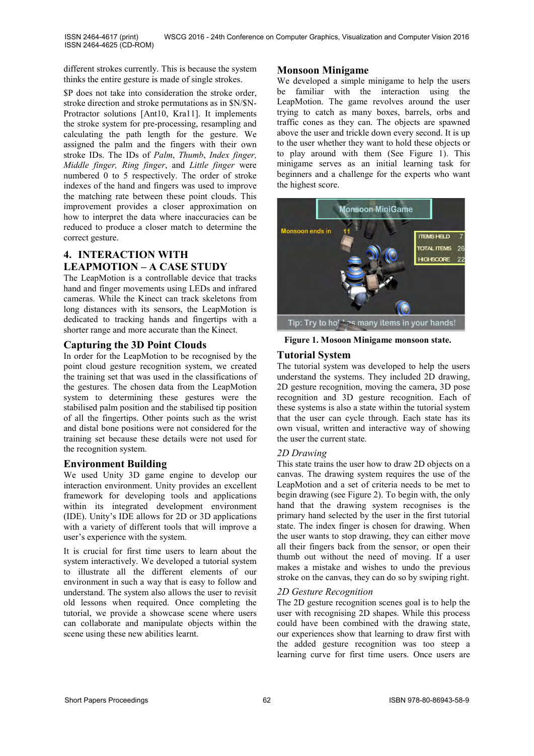different strokes currently. This is because the system thinks the entire gesture is made of single strokes.

$P does not take into consideration the stroke order, stroke direction and stroke permutations as in $N/$N-Protractor solutions [Ant10, Kra11]. It implements the stroke system for pre-processing, resampling and calculating the path length for the gesture. We assigned the palm and the fingers with their own stroke IDs. The IDs of *Palm*, *Thumb*, *Index finger, Middle finger, Ring finger*, and *Little finger* were numbered 0 to 5 respectively. The order of stroke indexes of the hand and fingers was used to improve the matching rate between these point clouds. This improvement provides a closer approximation on how to interpret the data where inaccuracies can be reduced to produce a closer match to determine the correct gesture.

## 4. INTERACTION WITH LEAPMOTION – A CASE STUDY

The LeapMotion is a controllable device that tracks hand and finger movements using LEDs and infrared cameras. While the Kinect can track skeletons from long distances with its sensors, the LeapMotion is dedicated to tracking hands and fingertips with a shorter range and more accurate than the Kinect.

### Capturing the 3D Point Clouds

In order for the LeapMotion to be recognised by the point cloud gesture recognition system, we created the training set that was used in the classifications of the gestures. The chosen data from the LeapMotion system to determining these gestures were the stabilised palm position and the stabilised tip position of all the fingertips. Other points such as the wrist and distal bone positions were not considered for the training set because these details were not used for the recognition system.

### Environment Building

We used Unity 3D game engine to develop our interaction environment. Unity provides an excellent framework for developing tools and applications within its integrated development environment (IDE). Unity's IDE allows for 2D or 3D applications with a variety of different tools that will improve a user's experience with the system.

It is crucial for first time users to learn about the system interactively. We developed a tutorial system to illustrate all the different elements of our environment in such a way that is easy to follow and understand. The system also allows the user to revisit old lessons when required. Once completing the tutorial, we provide a showcase scene where users can collaborate and manipulate objects within the scene using these new abilities learnt.

### Monsoon Minigame

We developed a simple minigame to help the users be familiar with the interaction using the LeapMotion. The game revolves around the user trying to catch as many boxes, barrels, orbs and traffic cones as they can. The objects are spawned above the user and trickle down every second. It is up to the user whether they want to hold these objects or to play around with them (See Figure 1). This minigame serves as an initial learning task for beginners and a challenge for the experts who want the highest score.

**Figure 1. Mosoon Minigame monsoon state.**

### Tutorial System

The tutorial system was developed to help the users understand the systems. They included 2D drawing, 2D gesture recognition, moving the camera, 3D pose recognition and 3D gesture recognition. Each of these systems is also a state within the tutorial system that the user can cycle through. Each state has its own visual, written and interactive way of showing the user the current state.

*2D Drawing*

This state trains the user how to draw 2D objects on a canvas. The drawing system requires the use of the LeapMotion and a set of criteria needs to be met to begin drawing (see Figure 2). To begin with, the only hand that the drawing system recognises is the primary hand selected by the user in the first tutorial state. The index finger is chosen for drawing. When the user wants to stop drawing, they can either move all their fingers back from the sensor, or open their thumb out without the need of moving. If a user makes a mistake and wishes to undo the previous stroke on the canvas, they can do so by swiping right.

*2D Gesture Recognition*

The 2D gesture recognition scenes goal is to help the user with recognising 2D shapes. While this process could have been combined with the drawing state, our experiences show that learning to draw first with the added gesture recognition was too steep a learning curve for first time users. Once users are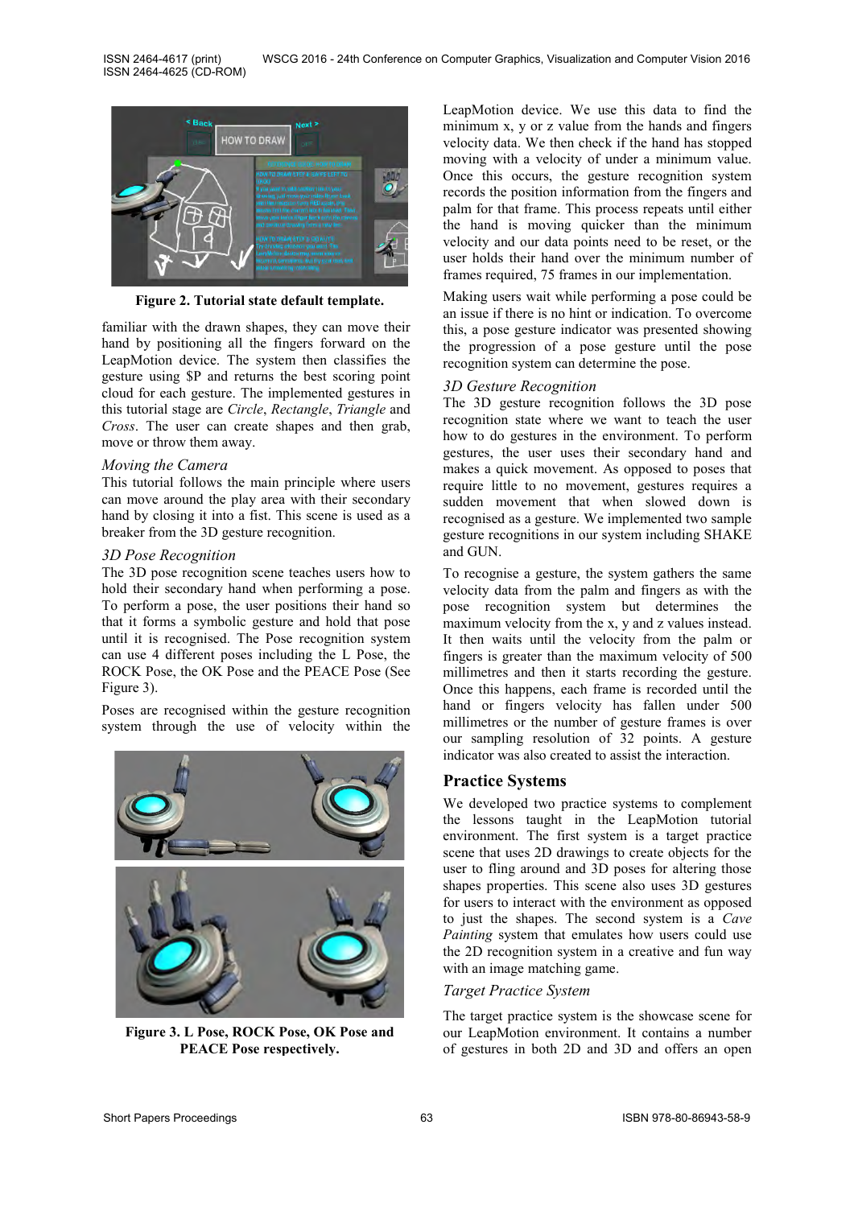Figure 2. Tutorial state default template.

familiar with the drawn shapes, they can move their hand by positioning all the fingers forward on the LeapMotion device. The system then classifies the gesture using $P and returns the best scoring point cloud for each gesture. The implemented gestures in this tutorial stage are *Circle*, *Rectangle*, *Triangle* and *Cross*. The user can create shapes and then grab, move or throw them away.

### *Moving the Camera*

This tutorial follows the main principle where users can move around the play area with their secondary hand by closing it into a fist. This scene is used as a breaker from the 3D gesture recognition.

### *3D Pose Recognition*

The 3D pose recognition scene teaches users how to hold their secondary hand when performing a pose. To perform a pose, the user positions their hand so that it forms a symbolic gesture and hold that pose until it is recognised. The Pose recognition system can use 4 different poses including the L Pose, the ROCK Pose, the OK Pose and the PEACE Pose (See Figure 3).

Poses are recognised within the gesture recognition system through the use of velocity within the LeapMotion device. We use this data to find the minimum x, y or z value from the hands and fingers velocity data. We then check if the hand has stopped moving with a velocity of under a minimum value. Once this occurs, the gesture recognition system records the position information from the fingers and palm for that frame. This process repeats until either the hand is moving quicker than the minimum velocity and our data points need to be reset, or the user holds their hand over the minimum number of frames required, 75 frames in our implementation.

Figure 3. L Pose, ROCK Pose, OK Pose and PEACE Pose respectively.

Making users wait while performing a pose could be an issue if there is no hint or indication. To overcome this, a pose gesture indicator was presented showing the progression of a pose gesture until the pose recognition system can determine the pose.

### *3D Gesture Recognition*

The 3D gesture recognition follows the 3D pose recognition state where we want to teach the user how to do gestures in the environment. To perform gestures, the user uses their secondary hand and makes a quick movement. As opposed to poses that require little to no movement, gestures requires a sudden movement that when slowed down is recognised as a gesture. We implemented two sample gesture recognitions in our system including SHAKE and GUN.

To recognise a gesture, the system gathers the same velocity data from the palm and fingers as with the pose recognition system but determines the maximum velocity from the x, y and z values instead. It then waits until the velocity from the palm or fingers is greater than the maximum velocity of 500 millimetres and then it starts recording the gesture. Once this happens, each frame is recorded until the hand or fingers velocity has fallen under 500 millimetres or the number of gesture frames is over our sampling resolution of 32 points. A gesture indicator was also created to assist the interaction.

## Practice Systems

We developed two practice systems to complement the lessons taught in the LeapMotion tutorial environment. The first system is a target practice scene that uses 2D drawings to create objects for the user to fling around and 3D poses for altering those shapes properties. This scene also uses 3D gestures for users to interact with the environment as opposed to just the shapes. The second system is a *Cave Painting* system that emulates how users could use the 2D recognition system in a creative and fun way with an image matching game.

### *Target Practice System*

The target practice system is the showcase scene for our LeapMotion environment. It contains a number of gestures in both 2D and 3D and offers an open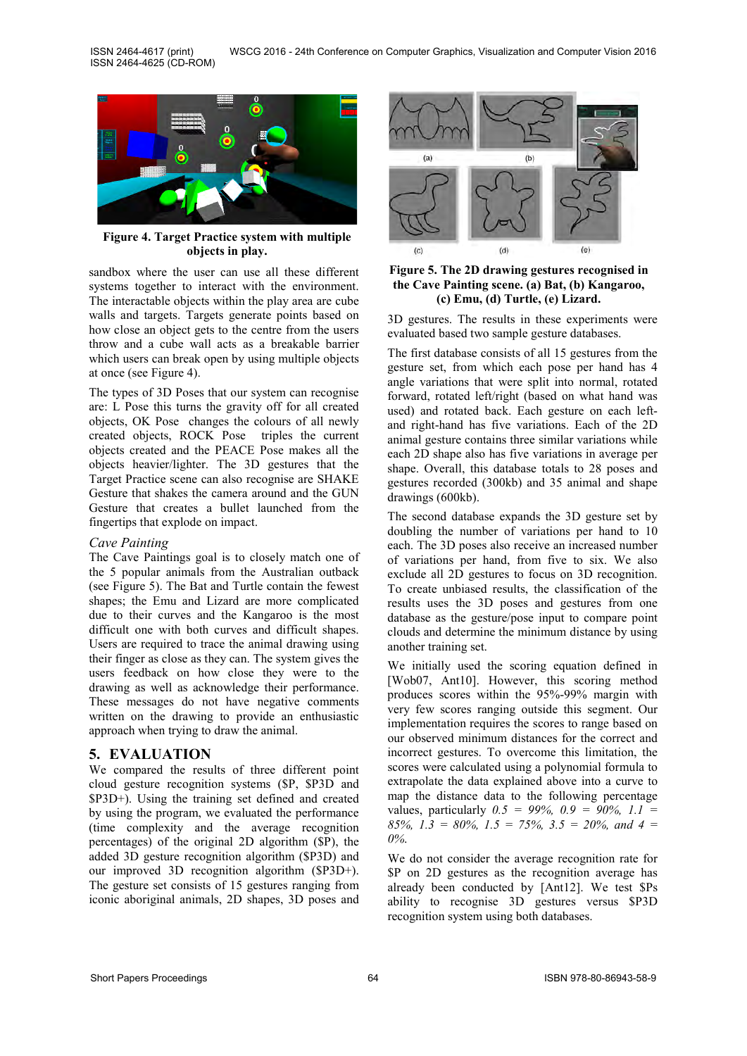Figure 4. Target Practice system with multiple objects in play.

sandbox where the user can use all these different systems together to interact with the environment. The interactable objects within the play area are cube walls and targets. Targets generate points based on how close an object gets to the centre from the users throw and a cube wall acts as a breakable barrier which users can break open by using multiple objects at once (see Figure 4).

The types of 3D Poses that our system can recognise are: L Pose this turns the gravity off for all created objects, OK Pose changes the colours of all newly created objects, ROCK Pose triples the current objects created and the PEACE Pose makes all the objects heavier/lighter. The 3D gestures that the Target Practice scene can also recognise are SHAKE Gesture that shakes the camera around and the GUN Gesture that creates a bullet launched from the fingertips that explode on impact.

### *Cave Painting*

The Cave Paintings goal is to closely match one of the 5 popular animals from the Australian outback (see Figure 5). The Bat and Turtle contain the fewest shapes; the Emu and Lizard are more complicated due to their curves and the Kangaroo is the most difficult one with both curves and difficult shapes. Users are required to trace the animal drawing using their finger as close as they can. The system gives the users feedback on how close they were to the drawing as well as acknowledge their performance. These messages do not have negative comments written on the drawing to provide an enthusiastic approach when trying to draw the animal.

## 5. EVALUATION

We compared the results of three different point cloud gesture recognition systems ($P, $P3D and $P3D+). Using the training set defined and created by using the program, we evaluated the performance (time complexity and the average recognition percentages) of the original 2D algorithm ($P), the added 3D gesture recognition algorithm ($P3D) and our improved 3D recognition algorithm ($P3D+). The gesture set consists of 15 gestures ranging from iconic aboriginal animals, 2D shapes, 3D poses and 3D gestures. The results in these experiments were evaluated based two sample gesture databases.

Figure 5. The 2D drawing gestures recognised in the Cave Painting scene. (a) Bat, (b) Kangaroo, (c) Emu, (d) Turtle, (e) Lizard.

The first database consists of all 15 gestures from the gesture set, from which each pose per hand has 4 angle variations that were split into normal, rotated forward, rotated left/right (based on what hand was used) and rotated back. Each gesture on each left- and right-hand has five variations. Each of the 2D animal gesture contains three similar variations while each 2D shape also has five variations in average per shape. Overall, this database totals to 28 poses and gestures recorded (300kb) and 35 animal and shape drawings (600kb).

The second database expands the 3D gesture set by doubling the number of variations per hand to 10 each. The 3D poses also receive an increased number of variations per hand, from five to six. We also exclude all 2D gestures to focus on 3D recognition. To create unbiased results, the classification of the results uses the 3D poses and gestures from one database as the gesture/pose input to compare point clouds and determine the minimum distance by using another training set.

We initially used the scoring equation defined in [Wob07, Ant10]. However, this scoring method produces scores within the 95%-99% margin with very few scores ranging outside this segment. Our implementation requires the scores to range based on our observed minimum distances for the correct and incorrect gestures. To overcome this limitation, the scores were calculated using a polynomial formula to extrapolate the data explained above into a curve to map the distance data to the following percentage values, particularly *0.5 = 99%, 0.9 = 90%, 1.1 = 85%, 1.3 = 80%, 1.5 = 75%, 3.5 = 20%, and 4 = 0%.*

We do not consider the average recognition rate for $P on 2D gestures as the recognition average has already been conducted by [Ant12]. We test $Ps ability to recognise 3D gestures versus $P3D recognition system using both databases.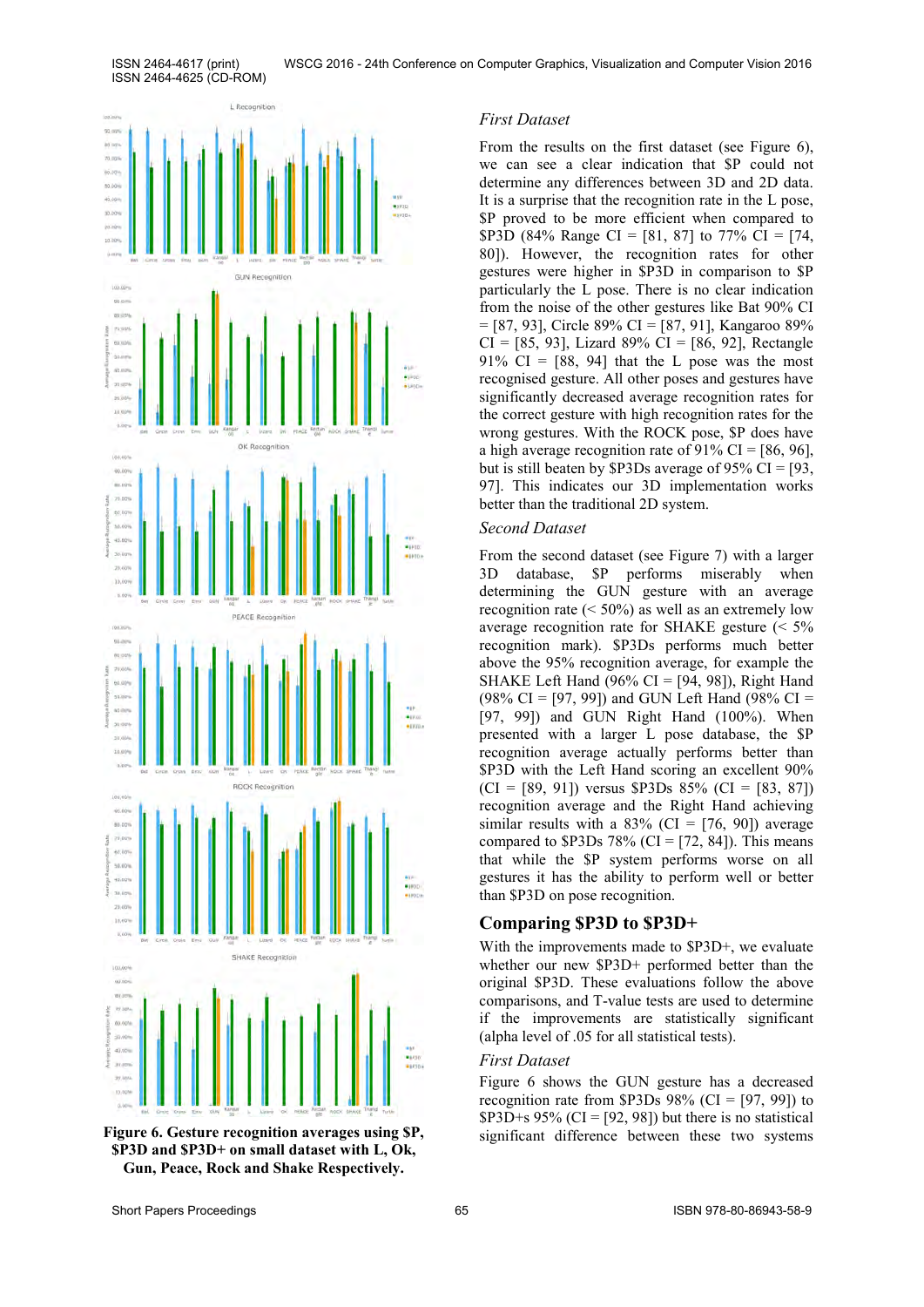Figure 6. Gesture recognition averages using $P, $P3D and $P3D+ on small dataset with L, Ok, Gun, Peace, Rock and Shake Respectively.

### First Dataset

From the results on the first dataset (see Figure 6), we can see a clear indication that $P could not determine any differences between 3D and 2D data. It is a surprise that the recognition rate in the L pose, $P proved to be more efficient when compared to $P3D (84% Range CI = [81, 87] to 77% CI = [74, 80]). However, the recognition rates for other gestures were higher in $P3D in comparison to $P particularly the L pose. There is no clear indication from the noise of the other gestures like Bat 90% CI = [87, 93], Circle 89% CI = [87, 91], Kangaroo 89% CI = [85, 93], Lizard 89% CI = [86, 92], Rectangle 91% CI = [88, 94] that the L pose was the most recognised gesture. All other poses and gestures have significantly decreased average recognition rates for the correct gesture with high recognition rates for the wrong gestures. With the ROCK pose, $P does have a high average recognition rate of 91% CI = [86, 96], but is still beaten by $P3Ds average of 95% CI = [93, 97]. This indicates our 3D implementation works better than the traditional 2D system.

### Second Dataset

From the second dataset (see Figure 7) with a larger 3D database, $P performs miserably when determining the GUN gesture with an average recognition rate (< 50%) as well as an extremely low average recognition rate for SHAKE gesture (< 5% recognition mark). $P3Ds performs much better above the 95% recognition average, for example the SHAKE Left Hand (96% CI = [94, 98]), Right Hand (98% CI = [97, 99]) and GUN Left Hand (98% CI = [97, 99]) and GUN Right Hand (100%). When presented with a larger L pose database, the $P recognition average actually performs better than $P3D with the Left Hand scoring an excellent 90% (CI = [89, 91]) versus $P3Ds 85% (CI = [83, 87]) recognition average and the Right Hand achieving similar results with a 83% (CI = [76, 90]) average compared to $P3Ds 78% (CI = [72, 84]). This means that while the $P system performs worse on all gestures it has the ability to perform well or better than $P3D on pose recognition.

## Comparing $P3D to $P3D+

With the improvements made to $P3D+, we evaluate whether our new $P3D+ performed better than the original $P3D. These evaluations follow the above comparisons, and T-value tests are used to determine if the improvements are statistically significant (alpha level of .05 for all statistical tests).

### First Dataset

Figure 6 shows the GUN gesture has a decreased recognition rate from $P3Ds 98% (CI = [97, 99]) to $P3D+s 95% (CI = [92, 98]) but there is no statistical significant difference between these two systems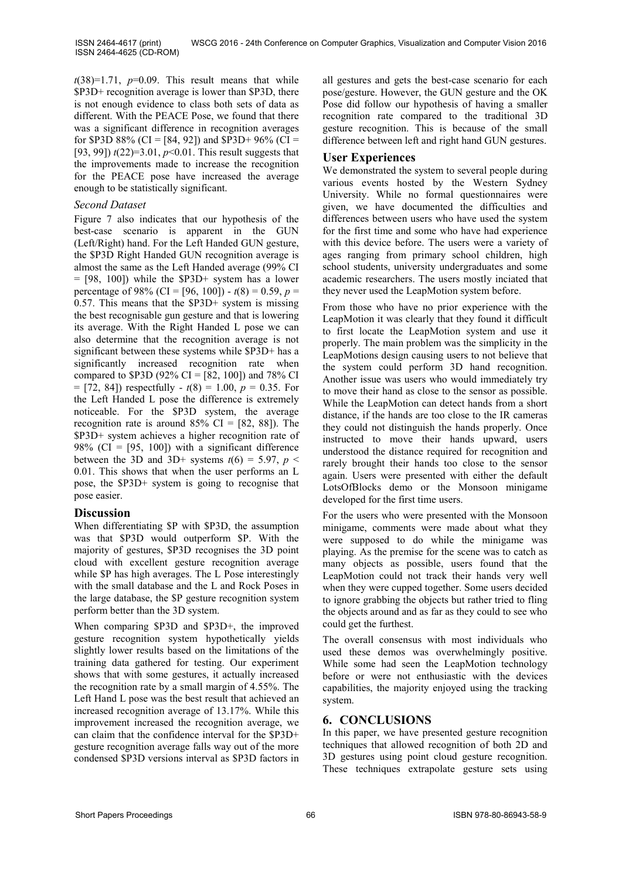$t(38)=1.71$, $p=0.09$. This result means that while \$P3D+ recognition average is lower than \$P3D, there is not enough evidence to class both sets of data as different. With the PEACE Pose, we found that there was a significant difference in recognition averages for \$P3D 88% (CI = [84, 92]) and \$P3D+ 96% (CI = [93, 99]) $t(22)=3.01$, $p<0.01$. This result suggests that the improvements made to increase the recognition for the PEACE pose have increased the average enough to be statistically significant.

### *Second Dataset*

Figure 7 also indicates that our hypothesis of the best-case scenario is apparent in the GUN (Left/Right) hand. For the Left Handed GUN gesture, the \$P3D Right Handed GUN recognition average is almost the same as the Left Handed average (99% CI = [98, 100]) while the \$P3D+ system has a lower percentage of 98% (CI = [96, 100]) - $t(8) = 0.59$, $p = 0.57$. This means that the \$P3D+ system is missing the best recognisable gun gesture and that is lowering its average. With the Right Handed L pose we can also determine that the recognition average is not significant between these systems while \$P3D+ has a significantly increased recognition rate when compared to \$P3D (92% CI = [82, 100]) and 78% CI = [72, 84]) respectfully - $t(8) = 1.00$, $p = 0.35$. For the Left Handed L pose the difference is extremely noticeable. For the \$P3D system, the average recognition rate is around 85% CI = [82, 88]). The \$P3D+ system achieves a higher recognition rate of 98% (CI = [95, 100]) with a significant difference between the 3D and 3D+ systems $t(6) = 5.97$, $p < 0.01$. This shows that when the user performs an L pose, the \$P3D+ system is going to recognise that pose easier.

## Discussion

When differentiating \$P with \$P3D, the assumption was that \$P3D would outperform \$P. With the majority of gestures, \$P3D recognises the 3D point cloud with excellent gesture recognition average while \$P has high averages. The L Pose interestingly with the small database and the L and Rock Poses in the large database, the \$P gesture recognition system perform better than the 3D system.

When comparing \$P3D and \$P3D+, the improved gesture recognition system hypothetically yields slightly lower results based on the limitations of the training data gathered for testing. Our experiment shows that with some gestures, it actually increased the recognition rate by a small margin of 4.55%. The Left Hand L pose was the best result that achieved an increased recognition average of 13.17%. While this improvement increased the recognition average, we can claim that the confidence interval for the \$P3D+ gesture recognition average falls way out of the more condensed \$P3D versions interval as \$P3D factors in all gestures and gets the best-case scenario for each pose/gesture. However, the GUN gesture and the OK Pose did follow our hypothesis of having a smaller recognition rate compared to the traditional 3D gesture recognition. This is because of the small difference between left and right hand GUN gestures.

## User Experiences

We demonstrated the system to several people during various events hosted by the Western Sydney University. While no formal questionnaires were given, we have documented the difficulties and differences between users who have used the system for the first time and some who have had experience with this device before. The users were a variety of ages ranging from primary school children, high school students, university undergraduates and some academic researchers. The users mostly inciated that they never used the LeapMotion system before.

From those who have no prior experience with the LeapMotion it was clearly that they found it difficult to first locate the LeapMotion system and use it properly. The main problem was the simplicity in the LeapMotions design causing users to not believe that the system could perform 3D hand recognition. Another issue was users who would immediately try to move their hand as close to the sensor as possible. While the LeapMotion can detect hands from a short distance, if the hands are too close to the IR cameras they could not distinguish the hands properly. Once instructed to move their hands upward, users understood the distance required for recognition and rarely brought their hands too close to the sensor again. Users were presented with either the default LotsOfBlocks demo or the Monsoon minigame developed for the first time users.

For the users who were presented with the Monsoon minigame, comments were made about what they were supposed to do while the minigame was playing. As the premise for the scene was to catch as many objects as possible, users found that the LeapMotion could not track their hands very well when they were cupped together. Some users decided to ignore grabbing the objects but rather tried to fling the objects around and as far as they could to see who could get the furthest.

The overall consensus with most individuals who used these demos was overwhelmingly positive. While some had seen the LeapMotion technology before or were not enthusiastic with the devices capabilities, the majority enjoyed using the tracking system.

# 6. CONCLUSIONS

In this paper, we have presented gesture recognition techniques that allowed recognition of both 2D and 3D gestures using point cloud gesture recognition. These techniques extrapolate gesture sets using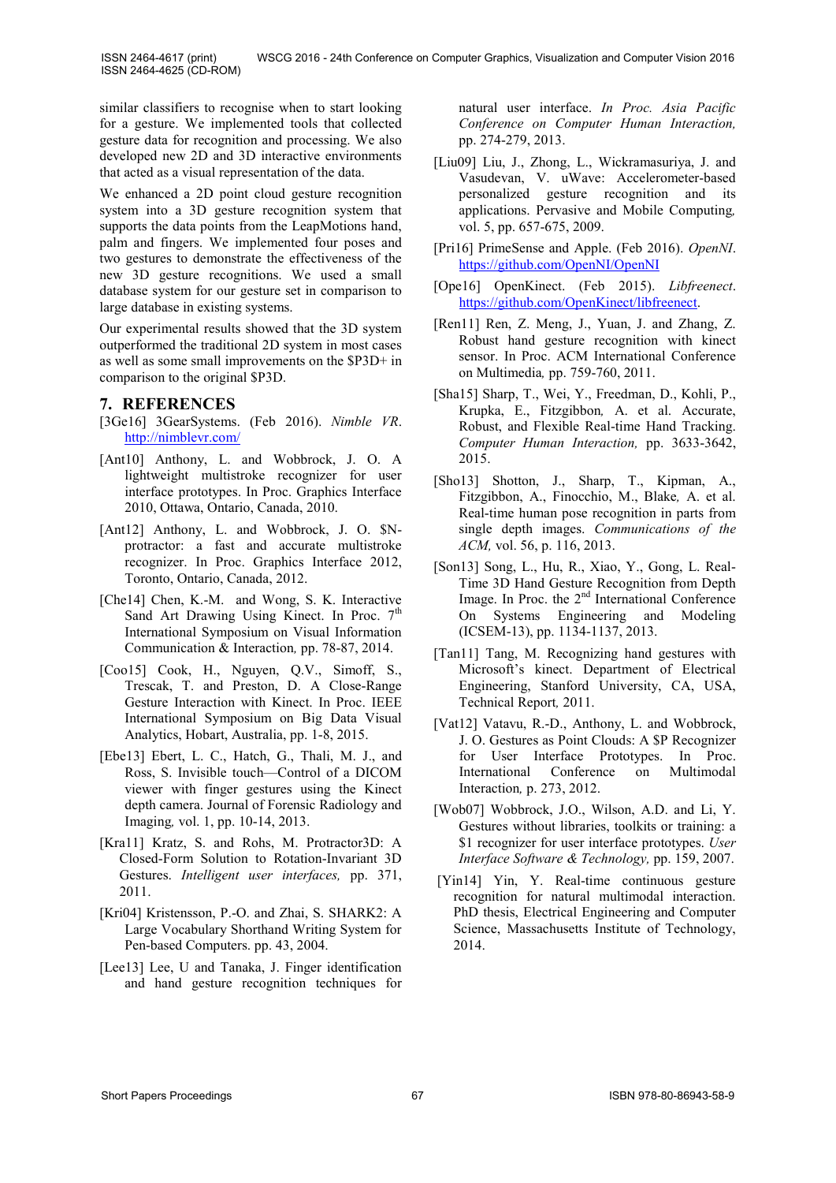similar classifiers to recognise when to start looking for a gesture. We implemented tools that collected gesture data for recognition and processing. We also developed new 2D and 3D interactive environments that acted as a visual representation of the data.

We enhanced a 2D point cloud gesture recognition system into a 3D gesture recognition system that supports the data points from the LeapMotions hand, palm and fingers. We implemented four poses and two gestures to demonstrate the effectiveness of the new 3D gesture recognitions. We used a small database system for our gesture set in comparison to large database in existing systems.

Our experimental results showed that the 3D system outperformed the traditional 2D system in most cases as well as some small improvements on the $P3D+ in comparison to the original $P3D.

## 7. REFERENCES

[3Ge16] 3GearSystems. (Feb 2016). *Nimble VR*. http://nimblevr.com/

[Ant10] Anthony, L. and Wobbrock, J. O. A lightweight multistroke recognizer for user interface prototypes. In Proc. Graphics Interface 2010, Ottawa, Ontario, Canada, 2010.

[Ant12] Anthony, L. and Wobbrock, J. O. $N-protractor: a fast and accurate multistroke recognizer. In Proc. Graphics Interface 2012, Toronto, Ontario, Canada, 2012.

[Che14] Chen, K.-M. and Wong, S. K. Interactive Sand Art Drawing Using Kinect. In Proc. 7th International Symposium on Visual Information Communication & Interaction*,* pp. 78-87, 2014.

[Coo15] Cook, H., Nguyen, Q.V., Simoff, S., Trescak, T. and Preston, D. A Close-Range Gesture Interaction with Kinect. In Proc. IEEE International Symposium on Big Data Visual Analytics, Hobart, Australia, pp. 1-8, 2015.

[Ebe13] Ebert, L. C., Hatch, G., Thali, M. J., and Ross, S. Invisible touch—Control of a DICOM viewer with finger gestures using the Kinect depth camera. Journal of Forensic Radiology and Imaging*,* vol. 1, pp. 10-14, 2013.

[Kra11] Kratz, S. and Rohs, M. Protractor3D: A Closed-Form Solution to Rotation-Invariant 3D Gestures. *Intelligent user interfaces,* pp. 371, 2011.

[Kri04] Kristensson, P.-O. and Zhai, S. SHARK2: A Large Vocabulary Shorthand Writing System for Pen-based Computers. pp. 43, 2004.

[Lee13] Lee, U and Tanaka, J. Finger identification and hand gesture recognition techniques for natural user interface. *In Proc. Asia Pacific Conference on Computer Human Interaction,* pp. 274-279, 2013.

[Liu09] Liu, J., Zhong, L., Wickramasuriya, J. and Vasudevan, V. uWave: Accelerometer-based personalized gesture recognition and its applications. Pervasive and Mobile Computing*,* vol. 5, pp. 657-675, 2009.

[Pri16] PrimeSense and Apple. (Feb 2016). *OpenNI*. https://github.com/OpenNI/OpenNI

[Ope16] OpenKinect. (Feb 2015). *Libfreenect*. https://github.com/OpenKinect/libfreenect.

[Ren11] Ren, Z. Meng, J., Yuan, J. and Zhang, Z. Robust hand gesture recognition with kinect sensor. In Proc. ACM International Conference on Multimedia*,* pp. 759-760, 2011.

[Sha15] Sharp, T., Wei, Y., Freedman, D., Kohli, P., Krupka, E., Fitzgibbon*,* A. et al. Accurate, Robust, and Flexible Real-time Hand Tracking. *Computer Human Interaction,* pp. 3633-3642, 2015.

[Sho13] Shotton, J., Sharp, T., Kipman, A., Fitzgibbon, A., Finocchio, M., Blake*,* A. et al. Real-time human pose recognition in parts from single depth images. *Communications of the ACM,* vol. 56, p. 116, 2013.

[Son13] Song, L., Hu, R., Xiao, Y., Gong, L. Real-Time 3D Hand Gesture Recognition from Depth Image. In Proc. the 2nd International Conference On Systems Engineering and Modeling (ICSEM-13), pp. 1134-1137, 2013.

[Tan11] Tang, M. Recognizing hand gestures with Microsoft's kinect. Department of Electrical Engineering, Stanford University, CA, USA, Technical Report*,* 2011.

[Vat12] Vatavu, R.-D., Anthony, L. and Wobbrock, J. O. Gestures as Point Clouds: A $P Recognizer for User Interface Prototypes. In Proc. International Conference on Multimodal Interaction*,* p. 273, 2012.

[Wob07] Wobbrock, J.O., Wilson, A.D. and Li, Y. Gestures without libraries, toolkits or training: a $1 recognizer for user interface prototypes. *User Interface Software & Technology,* pp. 159, 2007.

[Yin14] Yin, Y. Real-time continuous gesture recognition for natural multimodal interaction. PhD thesis, Electrical Engineering and Computer Science, Massachusetts Institute of Technology, 2014.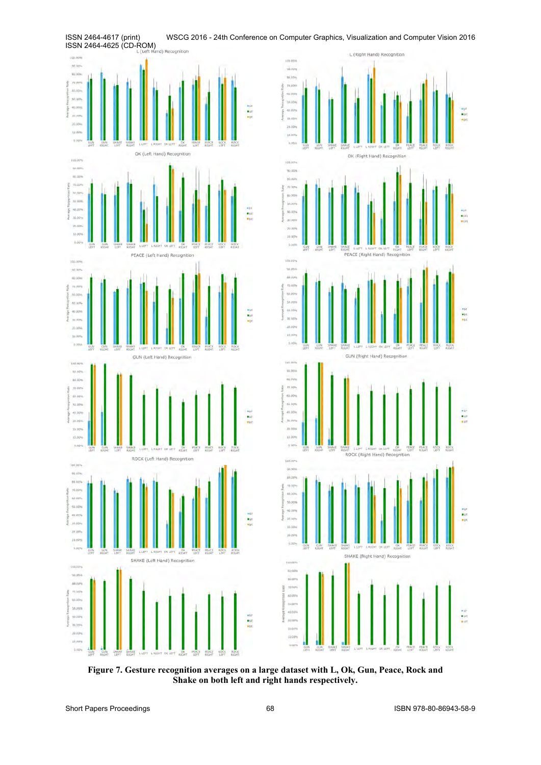L (Left Hand) Recognition

L (Right Hand) Recognition

OK (Left Hand) Recognition

OK (Right Hand) Recognition

PEACE (Left Hand) Recognition

PEACE (Right Hand) Recognition

GUN (Left Hand) Recognition

GUN (Right Hand) Recognition

ROCK (Left Hand) Recognition

ROCK (Right Hand) Recognition

SHAKE (Left Hand) Recognition

SHAKE (Right Hand) Recognition

**Figure 7. Gesture recognition averages on a large dataset with L, Ok, Gun, Peace, Rock and Shake on both left and right hands respectively.**